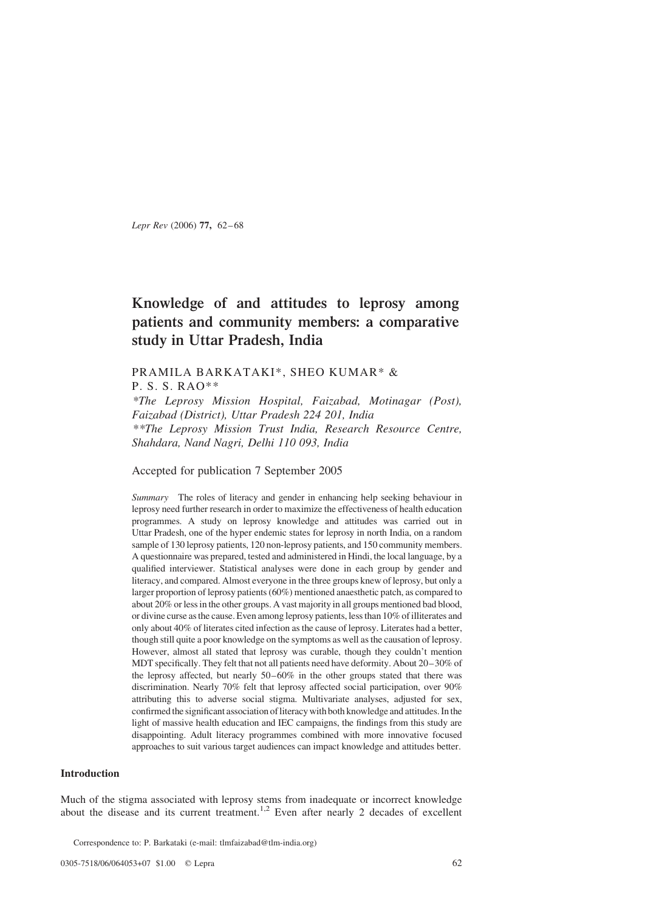# Knowledge of and attitudes to leprosy among patients and community members: a comparative study in Uttar Pradesh, India

PRAMILA BARKATAKI*, SHEO KUMAR* & P. S. S. RAO**

*\*The Leprosy Mission Hospital, Faizabad, Motinagar (Post), Faizabad (District), Uttar Pradesh 224 201, India*
*\*\*The Leprosy Mission Trust India, Research Resource Centre, Shahdara, Nand Nagri, Delhi 110 093, India*

Accepted for publication 7 September 2005

*Summary* The roles of literacy and gender in enhancing help seeking behaviour in leprosy need further research in order to maximize the effectiveness of health education programmes. A study on leprosy knowledge and attitudes was carried out in Uttar Pradesh, one of the hyper endemic states for leprosy in north India, on a random sample of 130 leprosy patients, 120 non-leprosy patients, and 150 community members. A questionnaire was prepared, tested and administered in Hindi, the local language, by a qualified interviewer. Statistical analyses were done in each group by gender and literacy, and compared. Almost everyone in the three groups knew of leprosy, but only a larger proportion of leprosy patients (60%) mentioned anaesthetic patch, as compared to about 20% or less in the other groups. A vast majority in all groups mentioned bad blood, or divine curse as the cause. Even among leprosy patients, less than 10% of illiterates and only about 40% of literates cited infection as the cause of leprosy. Literates had a better, though still quite a poor knowledge on the symptoms as well as the causation of leprosy. However, almost all stated that leprosy was curable, though they couldn't mention MDT specifically. They felt that not all patients need have deformity. About 20–30% of the leprosy affected, but nearly 50–60% in the other groups stated that there was discrimination. Nearly 70% felt that leprosy affected social participation, over 90% attributing this to adverse social stigma. Multivariate analyses, adjusted for sex, confirmed the significant association of literacy with both knowledge and attitudes. In the light of massive health education and IEC campaigns, the findings from this study are disappointing. Adult literacy programmes combined with more innovative focused approaches to suit various target audiences can impact knowledge and attitudes better.

## Introduction

Much of the stigma associated with leprosy stems from inadequate or incorrect knowledge about the disease and its current treatment.[1,2] Even after nearly 2 decades of excellent

Correspondence to: P. Barkataki (e-mail: tlmfaizabad@tlm-india.org)

0305-7518/06/064053+07 $1.00 © Lepra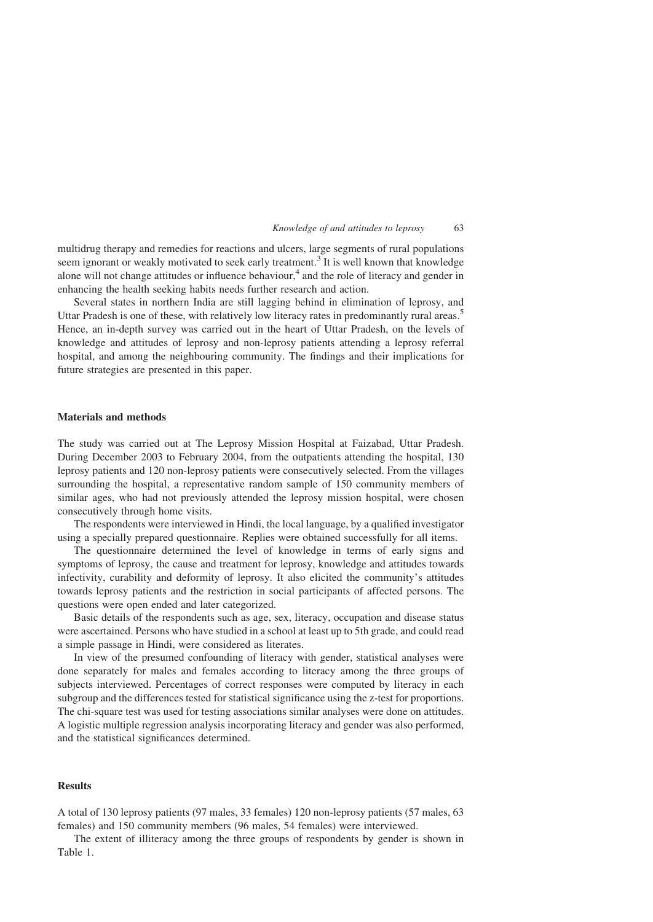multidrug therapy and remedies for reactions and ulcers, large segments of rural populations seem ignorant or weakly motivated to seek early treatment.[3] It is well known that knowledge alone will not change attitudes or influence behaviour,[4] and the role of literacy and gender in enhancing the health seeking habits needs further research and action.

Several states in northern India are still lagging behind in elimination of leprosy, and Uttar Pradesh is one of these, with relatively low literacy rates in predominantly rural areas.[5] Hence, an in-depth survey was carried out in the heart of Uttar Pradesh, on the levels of knowledge and attitudes of leprosy and non-leprosy patients attending a leprosy referral hospital, and among the neighbouring community. The findings and their implications for future strategies are presented in this paper.

## Materials and methods

The study was carried out at The Leprosy Mission Hospital at Faizabad, Uttar Pradesh. During December 2003 to February 2004, from the outpatients attending the hospital, 130 leprosy patients and 120 non-leprosy patients were consecutively selected. From the villages surrounding the hospital, a representative random sample of 150 community members of similar ages, who had not previously attended the leprosy mission hospital, were chosen consecutively through home visits.

The respondents were interviewed in Hindi, the local language, by a qualified investigator using a specially prepared questionnaire. Replies were obtained successfully for all items.

The questionnaire determined the level of knowledge in terms of early signs and symptoms of leprosy, the cause and treatment for leprosy, knowledge and attitudes towards infectivity, curability and deformity of leprosy. It also elicited the community's attitudes towards leprosy patients and the restriction in social participants of affected persons. The questions were open ended and later categorized.

Basic details of the respondents such as age, sex, literacy, occupation and disease status were ascertained. Persons who have studied in a school at least up to 5th grade, and could read a simple passage in Hindi, were considered as literates.

In view of the presumed confounding of literacy with gender, statistical analyses were done separately for males and females according to literacy among the three groups of subjects interviewed. Percentages of correct responses were computed by literacy in each subgroup and the differences tested for statistical significance using the z-test for proportions. The chi-square test was used for testing associations similar analyses were done on attitudes. A logistic multiple regression analysis incorporating literacy and gender was also performed, and the statistical significances determined.

## Results

A total of 130 leprosy patients (97 males, 33 females) 120 non-leprosy patients (57 males, 63 females) and 150 community members (96 males, 54 females) were interviewed.

The extent of illiteracy among the three groups of respondents by gender is shown in Table 1.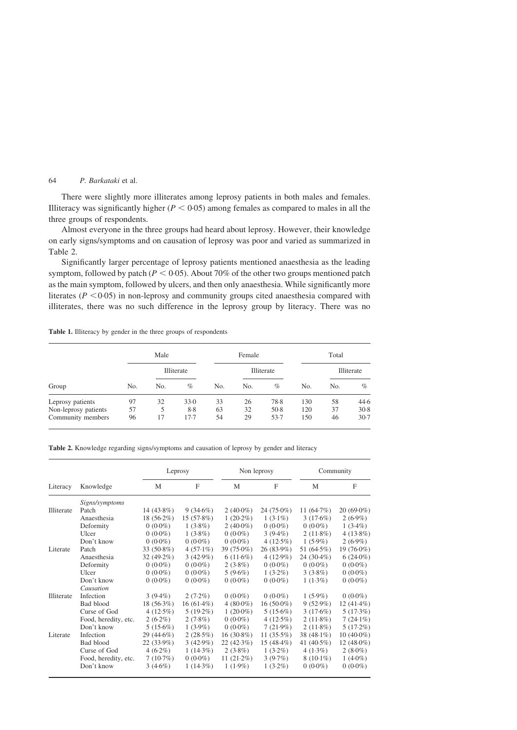There were slightly more illiterates among leprosy patients in both males and females. Illiteracy was significantly higher ($P < 0.05$) among females as compared to males in all the three groups of respondents.

Almost everyone in the three groups had heard about leprosy. However, their knowledge on early signs/symptoms and on causation of leprosy was poor and varied as summarized in Table 2.

Significantly larger percentage of leprosy patients mentioned anaesthesia as the leading symptom, followed by patch ($P < 0.05$). About 70% of the other two groups mentioned patch as the main symptom, followed by ulcers, and then only anaesthesia. While significantly more literates ($P < 0.05$) in non-leprosy and community groups cited anaesthesia compared with illiterates, there was no such difference in the leprosy group by literacy. There was no

**Table 1.** Illiteracy by gender in the three groups of respondents

| | Male | | | Female | | | Total | | |
|---|---|---|---|---|---|---|---|---|---|
| | | Illiterate | | | Illiterate | | | Illiterate | |
| Group | No. | No. | % | No. | No. | % | No. | No. | % |
| Leprosy patients | 97 | 32 | 33·0 | 33 | 26 | 78·8 | 130 | 58 | 44·6 |
| Non-leprosy patients | 57 | 5 | 8·8 | 63 | 32 | 50·8 | 120 | 37 | 30·8 |
| Community members | 96 | 17 | 17·7 | 54 | 29 | 53·7 | 150 | 46 | 30·7 |

**Table 2.** Knowledge regarding signs/symptoms and causation of leprosy by gender and literacy

| | | Leprosy | | Non leprosy | | Community | |
|---|---|---|---|---|---|---|---|
| Literacy | Knowledge | M | F | M | F | M | F |
| | *Signs/symptoms* | | | | | | |
| Illiterate | Patch | 14 (43·8%) | 9 (34·6%) | 2 (40·0%) | 24 (75·0%) | 11 (64·7%) | 20 (69·0%) |
| | Anaesthesia | 18 (56·2%) | 15 (57·8%) | 1 (20·2%) | 1 (3·1%) | 3 (17·6%) | 2 (6·9%) |
| | Deformity | 0 (0·0%) | 1 (3·8%) | 2 (40·0%) | 0 (0·0%) | 0 (0·0%) | 1 (3·4%) |
| | Ulcer | 0 (0·0%) | 1 (3·8%) | 0 (0·0%) | 3 (9·4%) | 2 (11·8%) | 4 (13·8%) |
| | Don't know | 0 (0·0%) | 0 (0·0%) | 0 (0·0%) | 4 (12·5%) | 1 (5·9%) | 2 (6·9%) |
| Literate | Patch | 33 (50·8%) | 4 (57·1%) | 39 (75·0%) | 26 (83·9%) | 51 (64·5%) | 19 (76·0%) |
| | Anaesthesia | 32 (49·2%) | 3 (42·9%) | 6 (11·6%) | 4 (12·9%) | 24 (30·4%) | 6 (24·0%) |
| | Deformity | 0 (0·0%) | 0 (0·0%) | 2 (3·8%) | 0 (0·0%) | 0 (0·0%) | 0 (0·0%) |
| | Ulcer | 0 (0·0%) | 0 (0·0%) | 5 (9·6%) | 1 (3·2%) | 3 (3·8%) | 0 (0·0%) |
| | Don't know | 0 (0·0%) | 0 (0·0%) | 0 (0·0%) | 0 (0·0%) | 1 (1·3%) | 0 (0·0%) |
| | *Causation* | | | | | | |
| Illiterate | Infection | 3 (9·4%) | 2 (7·2%) | 0 (0·0%) | 0 (0·0%) | 1 (5·9%) | 0 (0·0%) |
| | Bad blood | 18 (56·3%) | 16 (61·4%) | 4 (80·0%) | 16 (50·0%) | 9 (52·9%) | 12 (41·4%) |
| | Curse of God | 4 (12·5%) | 5 (19·2%) | 1 (20·0%) | 5 (15·6%) | 3 (17·6%) | 5 (17·3%) |
| | Food, heredity, etc. | 2 (6·2%) | 2 (7·8%) | 0 (0·0%) | 4 (12·5%) | 2 (11·8%) | 7 (24·1%) |
| | Don't know | 5 (15·6%) | 1 (3·9%) | 0 (0·0%) | 7 (21·9%) | 2 (11·8%) | 5 (17·2%) |
| Literate | Infection | 29 (44·6%) | 2 (28·5%) | 16 (30·8%) | 11 (35·5%) | 38 (48·1%) | 10 (40·0%) |
| | Bad blood | 22 (33·9%) | 3 (42·9%) | 22 (42·3%) | 15 (48·4%) | 41 (40·5%) | 12 (48·0%) |
| | Curse of God | 4 (6·2%) | 1 (14·3%) | 2 (3·8%) | 1 (3·2%) | 4 (1·3%) | 2 (8·0%) |
| | Food, heredity, etc. | 7 (10·7%) | 0 (0·0%) | 11 (21·2%) | 3 (9·7%) | 8 (10·1%) | 1 (4·0%) |
| | Don't know | 3 (4·6%) | 1 (14·3%) | 1 (1·9%) | 1 (3·2%) | 0 (0·0%) | 0 (0·0%) |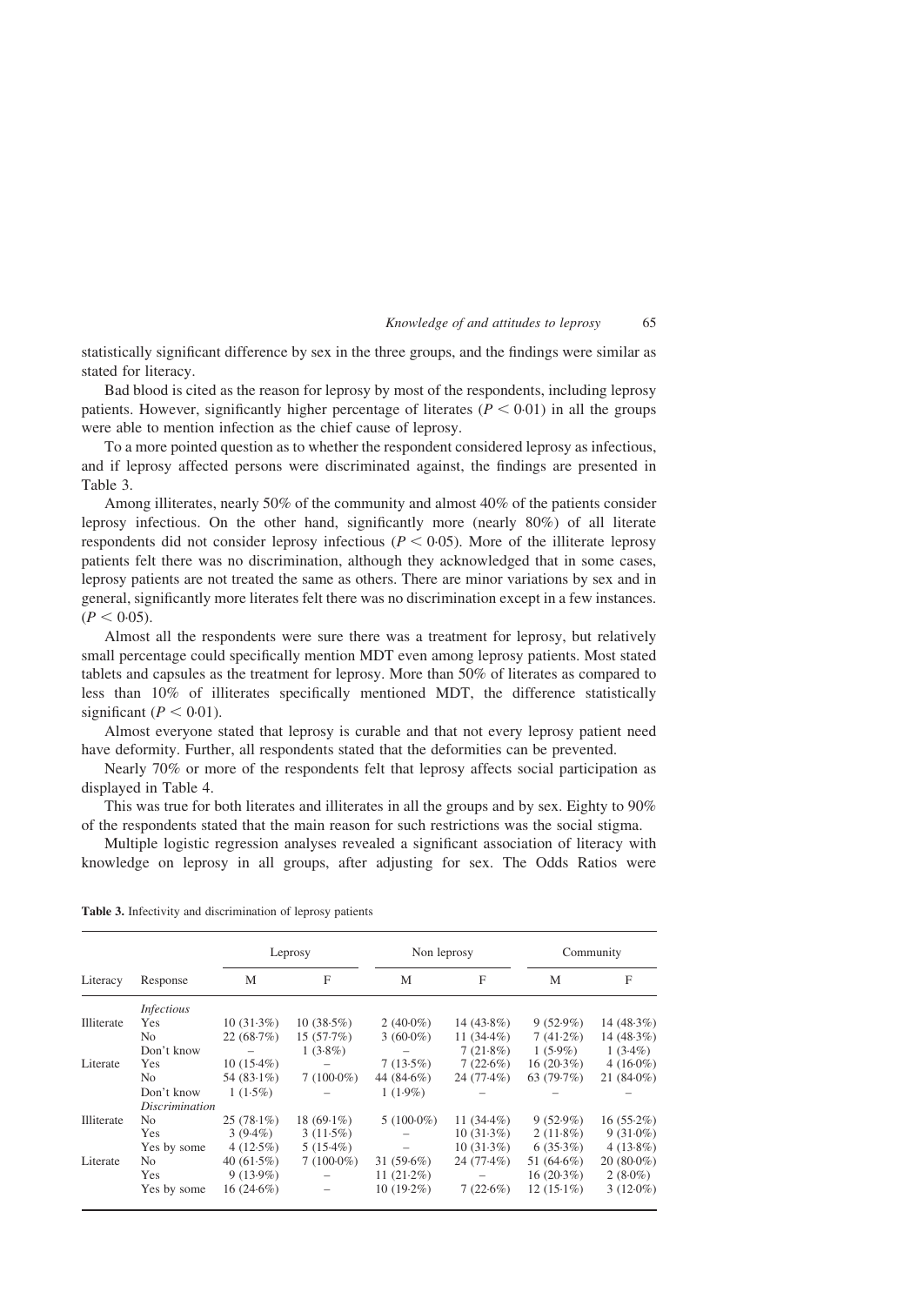statistically significant difference by sex in the three groups, and the findings were similar as stated for literacy.

Bad blood is cited as the reason for leprosy by most of the respondents, including leprosy patients. However, significantly higher percentage of literates ($P < 0{\cdot}01$) in all the groups were able to mention infection as the chief cause of leprosy.

To a more pointed question as to whether the respondent considered leprosy as infectious, and if leprosy affected persons were discriminated against, the findings are presented in Table 3.

Among illiterates, nearly 50% of the community and almost 40% of the patients consider leprosy infectious. On the other hand, significantly more (nearly 80%) of all literate respondents did not consider leprosy infectious ($P < 0{\cdot}05$). More of the illiterate leprosy patients felt there was no discrimination, although they acknowledged that in some cases, leprosy patients are not treated the same as others. There are minor variations by sex and in general, significantly more literates felt there was no discrimination except in a few instances. ($P < 0{\cdot}05$).

Almost all the respondents were sure there was a treatment for leprosy, but relatively small percentage could specifically mention MDT even among leprosy patients. Most stated tablets and capsules as the treatment for leprosy. More than 50% of literates as compared to less than 10% of illiterates specifically mentioned MDT, the difference statistically significant ($P < 0{\cdot}01$).

Almost everyone stated that leprosy is curable and that not every leprosy patient need have deformity. Further, all respondents stated that the deformities can be prevented.

Nearly 70% or more of the respondents felt that leprosy affects social participation as displayed in Table 4.

This was true for both literates and illiterates in all the groups and by sex. Eighty to 90% of the respondents stated that the main reason for such restrictions was the social stigma.

Multiple logistic regression analyses revealed a significant association of literacy with knowledge on leprosy in all groups, after adjusting for sex. The Odds Ratios were

**Table 3.** Infectivity and discrimination of leprosy patients

| Literacy | Response | Leprosy | | Non leprosy | | Community | |
|---|---|---|---|---|---|---|---|
| | | M | F | M | F | M | F |
| | *Infectious* | | | | | | |
| Illiterate | Yes | 10 (31·3%) | 10 (38·5%) | 2 (40·0%) | 14 (43·8%) | 9 (52·9%) | 14 (48·3%) |
| | No | 22 (68·7%) | 15 (57·7%) | 3 (60·0%) | 11 (34·4%) | 7 (41·2%) | 14 (48·3%) |
| | Don't know | – | 1 (3·8%) | – | 7 (21·8%) | 1 (5·9%) | 1 (3·4%) |
| Literate | Yes | 10 (15·4%) | – | 7 (13·5%) | 7 (22·6%) | 16 (20·3%) | 4 (16·0%) |
| | No | 54 (83·1%) | 7 (100·0%) | 44 (84·6%) | 24 (77·4%) | 63 (79·7%) | 21 (84·0%) |
| | Don't know | 1 (1·5%) | – | 1 (1·9%) | – | – | – |
| | *Discrimination* | | | | | | |
| Illiterate | No | 25 (78·1%) | 18 (69·1%) | 5 (100·0%) | 11 (34·4%) | 9 (52·9%) | 16 (55·2%) |
| | Yes | 3 (9·4%) | 3 (11·5%) | – | 10 (31·3%) | 2 (11·8%) | 9 (31·0%) |
| | Yes by some | 4 (12·5%) | 5 (15·4%) | – | 10 (31·3%) | 6 (35·3%) | 4 (13·8%) |
| Literate | No | 40 (61·5%) | 7 (100·0%) | 31 (59·6%) | 24 (77·4%) | 51 (64·6%) | 20 (80·0%) |
| | Yes | 9 (13·9%) | – | 11 (21·2%) | – | 16 (20·3%) | 2 (8·0%) |
| | Yes by some | 16 (24·6%) | – | 10 (19·2%) | 7 (22·6%) | 12 (15·1%) | 3 (12·0%) |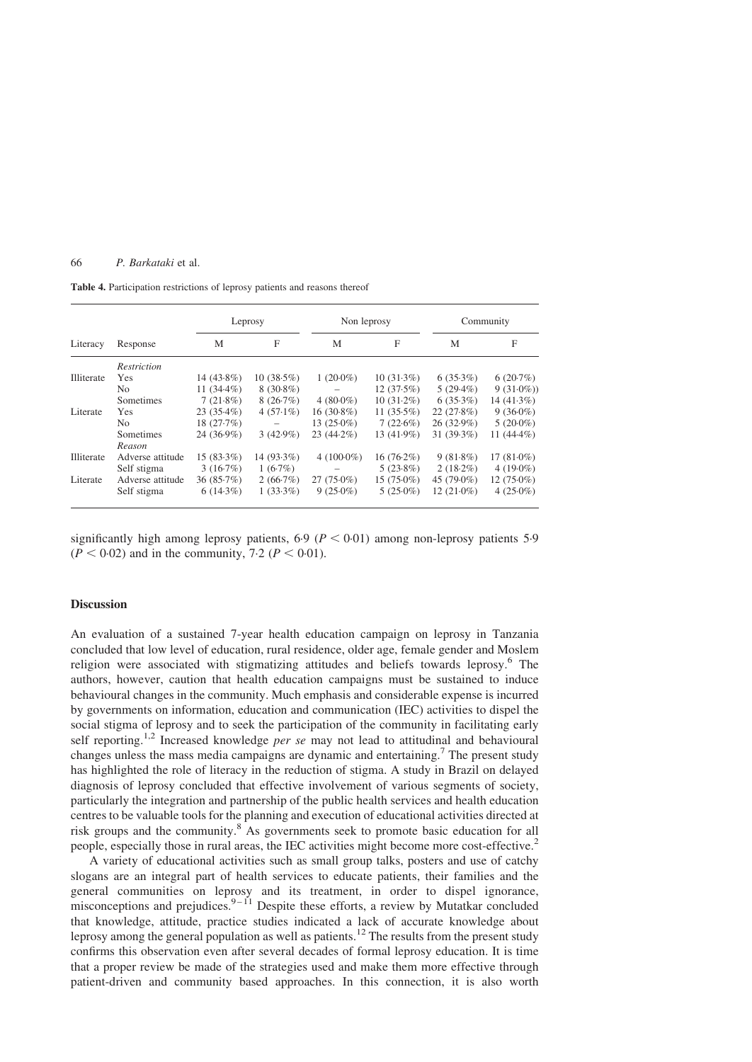**Table 4.** Participation restrictions of leprosy patients and reasons thereof

| Literacy | Response | Leprosy | | Non leprosy | | Community | |
|---|---|---|---|---|---|---|---|
| | | M | F | M | F | M | F |
| | *Restriction* | | | | | | |
| Illiterate | Yes | 14 (43·8%) | 10 (38·5%) | 1 (20·0%) | 10 (31·3%) | 6 (35·3%) | 6 (20·7%) |
| | No | 11 (34·4%) | 8 (30·8%) | – | 12 (37·5%) | 5 (29·4%) | 9 (31·0%)) |
| | Sometimes | 7 (21·8%) | 8 (26·7%) | 4 (80·0%) | 10 (31·2%) | 6 (35·3%) | 14 (41·3%) |
| Literate | Yes | 23 (35·4%) | 4 (57·1%) | 16 (30·8%) | 11 (35·5%) | 22 (27·8%) | 9 (36·0%) |
| | No | 18 (27·7%) | – | 13 (25·0%) | 7 (22·6%) | 26 (32·9%) | 5 (20·0%) |
| | Sometimes | 24 (36·9%) | 3 (42·9%) | 23 (44·2%) | 13 (41·9%) | 31 (39·3%) | 11 (44·4%) |
| | *Reason* | | | | | | |
| Illiterate | Adverse attitude | 15 (83·3%) | 14 (93·3%) | 4 (100·0%) | 16 (76·2%) | 9 (81·8%) | 17 (81·0%) |
| | Self stigma | 3 (16·7%) | 1 (6·7%) | – | 5 (23·8%) | 2 (18·2%) | 4 (19·0%) |
| Literate | Adverse attitude | 36 (85·7%) | 2 (66·7%) | 27 (75·0%) | 15 (75·0%) | 45 (79·0%) | 12 (75·0%) |
| | Self stigma | 6 (14·3%) | 1 (33·3%) | 9 (25·0%) | 5 (25·0%) | 12 (21·0%) | 4 (25·0%) |

significantly high among leprosy patients, 6·9 ($P < 0{\cdot}01$) among non-leprosy patients 5·9 ($P < 0{\cdot}02$) and in the community, 7·2 ($P < 0{\cdot}01$).

## Discussion

An evaluation of a sustained 7-year health education campaign on leprosy in Tanzania concluded that low level of education, rural residence, older age, female gender and Moslem religion were associated with stigmatizing attitudes and beliefs towards leprosy.[6] The authors, however, caution that health education campaigns must be sustained to induce behavioural changes in the community. Much emphasis and considerable expense is incurred by governments on information, education and communication (IEC) activities to dispel the social stigma of leprosy and to seek the participation of the community in facilitating early self reporting.[1,2] Increased knowledge *per se* may not lead to attitudinal and behavioural changes unless the mass media campaigns are dynamic and entertaining.[7] The present study has highlighted the role of literacy in the reduction of stigma. A study in Brazil on delayed diagnosis of leprosy concluded that effective involvement of various segments of society, particularly the integration and partnership of the public health services and health education centres to be valuable tools for the planning and execution of educational activities directed at risk groups and the community.[8] As governments seek to promote basic education for all people, especially those in rural areas, the IEC activities might become more cost-effective.[2]

A variety of educational activities such as small group talks, posters and use of catchy slogans are an integral part of health services to educate patients, their families and the general communities on leprosy and its treatment, in order to dispel ignorance, misconceptions and prejudices.[9–11] Despite these efforts, a review by Mutatkar concluded that knowledge, attitude, practice studies indicated a lack of accurate knowledge about leprosy among the general population as well as patients.[12] The results from the present study confirms this observation even after several decades of formal leprosy education. It is time that a proper review be made of the strategies used and make them more effective through patient-driven and community based approaches. In this connection, it is also worth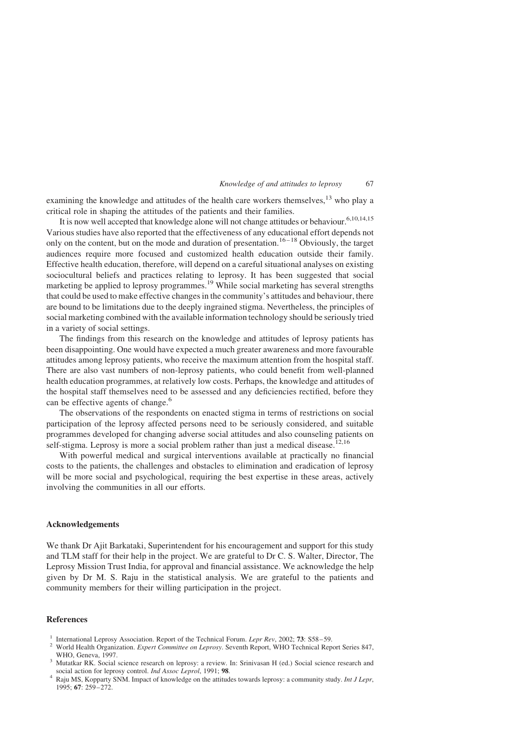examining the knowledge and attitudes of the health care workers themselves,[13] who play a critical role in shaping the attitudes of the patients and their families.

It is now well accepted that knowledge alone will not change attitudes or behaviour.[6,10,14,15] Various studies have also reported that the effectiveness of any educational effort depends not only on the content, but on the mode and duration of presentation.[16–18] Obviously, the target audiences require more focused and customized health education outside their family. Effective health education, therefore, will depend on a careful situational analyses on existing sociocultural beliefs and practices relating to leprosy. It has been suggested that social marketing be applied to leprosy programmes.[19] While social marketing has several strengths that could be used to make effective changes in the community's attitudes and behaviour, there are bound to be limitations due to the deeply ingrained stigma. Nevertheless, the principles of social marketing combined with the available information technology should be seriously tried in a variety of social settings.

The findings from this research on the knowledge and attitudes of leprosy patients has been disappointing. One would have expected a much greater awareness and more favourable attitudes among leprosy patients, who receive the maximum attention from the hospital staff. There are also vast numbers of non-leprosy patients, who could benefit from well-planned health education programmes, at relatively low costs. Perhaps, the knowledge and attitudes of the hospital staff themselves need to be assessed and any deficiencies rectified, before they can be effective agents of change.[6]

The observations of the respondents on enacted stigma in terms of restrictions on social participation of the leprosy affected persons need to be seriously considered, and suitable programmes developed for changing adverse social attitudes and also counseling patients on self-stigma. Leprosy is more a social problem rather than just a medical disease.[12,16]

With powerful medical and surgical interventions available at practically no financial costs to the patients, the challenges and obstacles to elimination and eradication of leprosy will be more social and psychological, requiring the best expertise in these areas, actively involving the communities in all our efforts.

## Acknowledgements

We thank Dr Ajit Barkataki, Superintendent for his encouragement and support for this study and TLM staff for their help in the project. We are grateful to Dr C. S. Walter, Director, The Leprosy Mission Trust India, for approval and financial assistance. We acknowledge the help given by Dr M. S. Raju in the statistical analysis. We are grateful to the patients and community members for their willing participation in the project.

## References

1. International Leprosy Association. Report of the Technical Forum. *Lepr Rev*, 2002; **73**: S58–59.
2. World Health Organization. *Expert Committee on Leprosy*. Seventh Report, WHO Technical Report Series 847, WHO, Geneva, 1997.
3. Mutatkar RK. Social science research on leprosy: a review. In: Srinivasan H (ed.) Social science research and social action for leprosy control. *Ind Assoc Leprol*, 1991; **98**.
4. Raju MS, Kopparty SNM. Impact of knowledge on the attitudes towards leprosy: a community study. *Int J Lepr*, 1995; **67**: 259–272.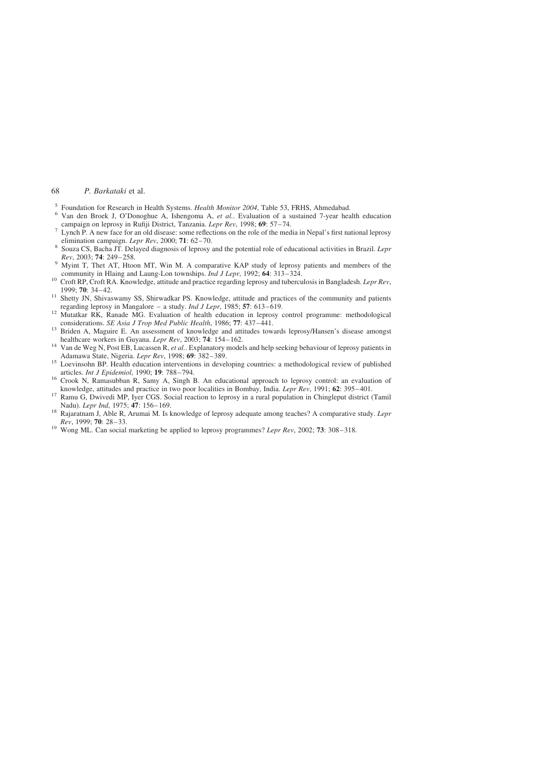[5] Foundation for Research in Health Systems. *Health Monitor 2004*, Table 53, FRHS, Ahmedabad.

[6] Van den Broek J, O'Donoghue A, Ishengoma A, *et al.*. Evaluation of a sustained 7-year health education campaign on leprosy in Rufiji District, Tanzania. *Lepr Rev*, 1998; **69**: 57–74.

[7] Lynch P. A new face for an old disease: some reflections on the role of the media in Nepal's first national leprosy elimination campaign. *Lepr Rev*, 2000; **71**: 62–70.

[8] Souza CS, Bacha JT. Delayed diagnosis of leprosy and the potential role of educational activities in Brazil. *Lepr Rev*, 2003; **74**: 249–258.

[9] Myint T, Thet AT, Htoon MT, Win M. A comparative KAP study of leprosy patients and members of the community in Hlaing and Laung-Lon townships. *Ind J Lepr*, 1992; **64**: 313–324.

[10] Croft RP, Croft RA. Knowledge, attitude and practice regarding leprosy and tuberculosis in Bangladesh. *Lepr Rev*, 1999; **70**: 34–42.

[11] Shetty JN, Shivaswamy SS, Shirwadkar PS. Knowledge, attitude and practices of the community and patients regarding leprosy in Mangalore – a study. *Ind J Lepr*, 1985; **57**: 613–619.

[12] Mutatkar RK, Ranade MG. Evaluation of health education in leprosy control programme: methodological considerations. *SE Asia J Trop Med Public Health*, 1986; **77**: 437–441.

[13] Briden A, Maguire E. An assessment of knowledge and attitudes towards leprosy/Hansen's disease amongst healthcare workers in Guyana. *Lepr Rev*, 2003; **74**: 154–162.

[14] Van de Weg N, Post EB, Lucassen R, *et al.*. Explanatory models and help seeking behaviour of leprosy patients in Adamawa State, Nigeria. *Lepr Rev*, 1998; **69**: 382–389.

[15] Loevinsohn BP. Health education interventions in developing countries: a methodological review of published articles. *Int J Epidemiol*, 1990; **19**: 788–794.

[16] Crook N, Ramasubban R, Samy A, Singh B. An educational approach to leprosy control: an evaluation of knowledge, attitudes and practice in two poor localities in Bombay, India. *Lepr Rev*, 1991; **62**: 395–401.

[17] Ramu G, Dwivedi MP, Iyer CGS. Social reaction to leprosy in a rural population in Chingleput district (Tamil Nadu). *Lepr Ind*, 1975; **47**: 156–169.

[18] Rajaratnam J, Able R, Arumai M. Is knowledge of leprosy adequate among teaches? A comparative study. *Lepr Rev*, 1999; **70**: 28–33.

[19] Wong ML. Can social marketing be applied to leprosy programmes? *Lepr Rev*, 2002; **73**: 308–318.